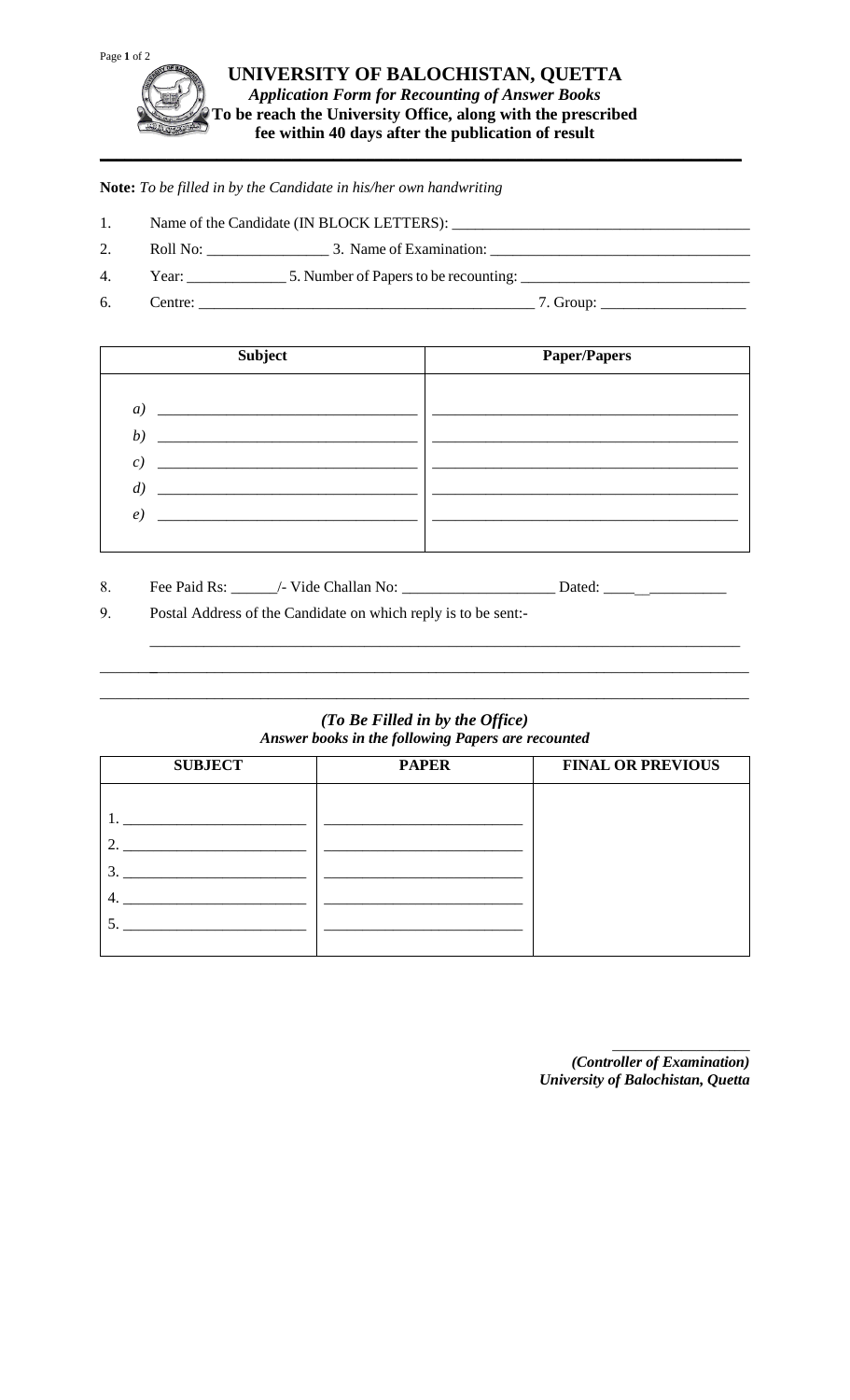# UNIVERSITY OF BALOCHISTAN, QUETTA

***Application Form for Recounting of Answer Books***

**To be reach the University Office, along with the prescribed fee within 40 days after the publication of result**

---

**Note:** *To be filled in by the Candidate in his/her own handwriting*

1. Name of the Candidate (IN BLOCK LETTERS): ______________________________________
2. Roll No: _______________ 3. Name of Examination: _________________________________
4. Year: _____________ 5. Number of Papers to be recounting: ____________________________
6. Centre: ___________________________________________ 7. Group: __________________

| Subject | Paper/Papers |
|---|---|
| *a)* ________________________________ | ______________________________________ |
| *b)* ________________________________ | ______________________________________ |
| *c)* ________________________________ | ______________________________________ |
| *d)* ________________________________ | ______________________________________ |
| *e)* ________________________________ | ______________________________________ |

8. Fee Paid Rs: ______/- Vide Challan No: ___________________ Dated: ____ __________
9. Postal Address of the Candidate on which reply is to be sent:-

   ____________________________________________________________________________

________________________________________________________________________________

________________________________________________________________________________

***(To Be Filled in by the Office)***

***Answer books in the following Papers are recounted***

| SUBJECT | PAPER | FINAL OR PREVIOUS |
|---|---|---|
| 1. _______________________ | _________________________ | |
| 2. _______________________ | _________________________ | |
| 3. _______________________ | _________________________ | |
| 4. _______________________ | _________________________ | |
| 5. _______________________ | _________________________ | |

__________________

***(Controller of Examination)***

***University of Balochistan, Quetta***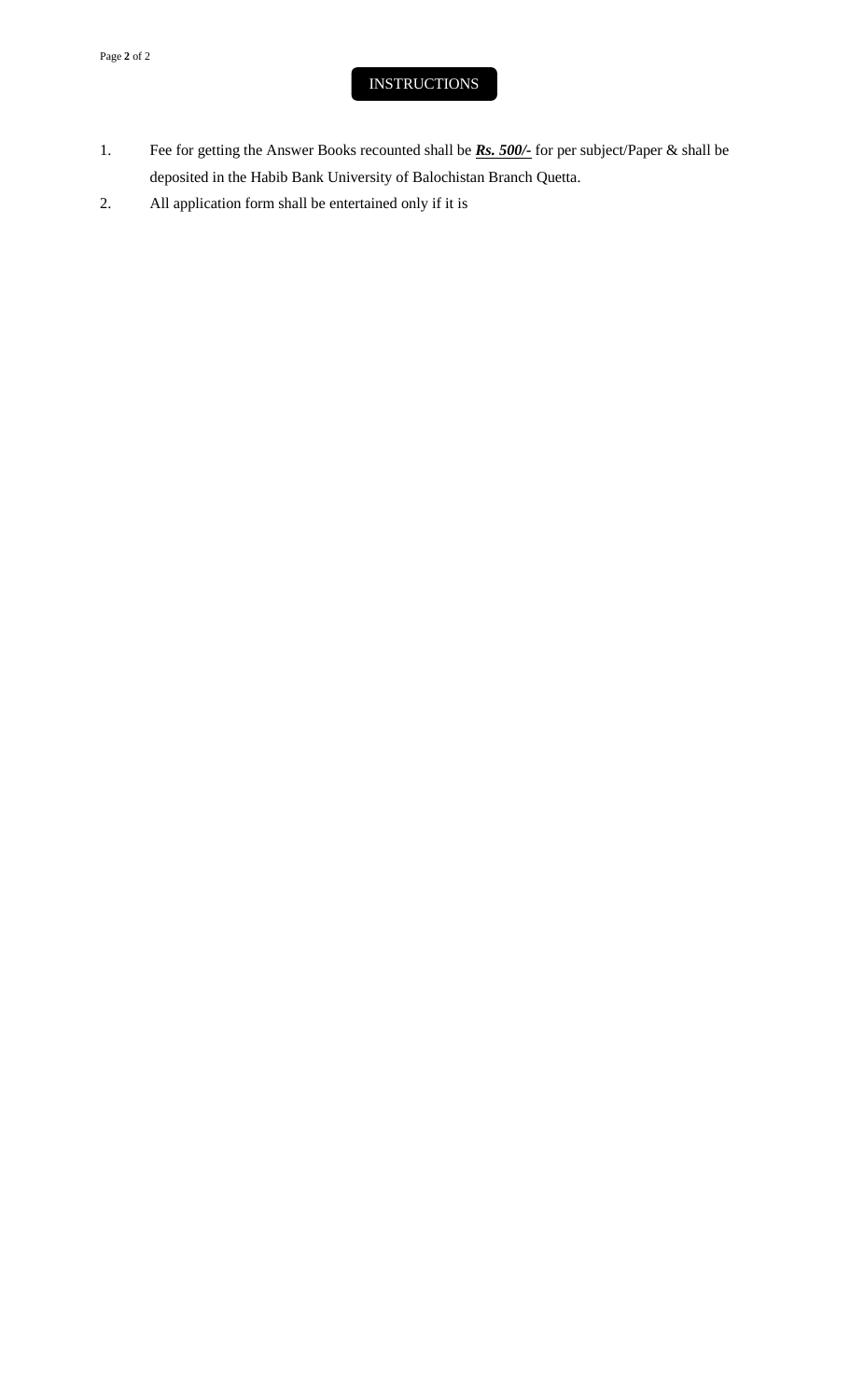## INSTRUCTIONS

1. Fee for getting the Answer Books recounted shall be ***Rs. 500/-*** for per subject/Paper & shall be deposited in the Habib Bank University of Balochistan Branch Quetta.
2. All application form shall be entertained only if it is